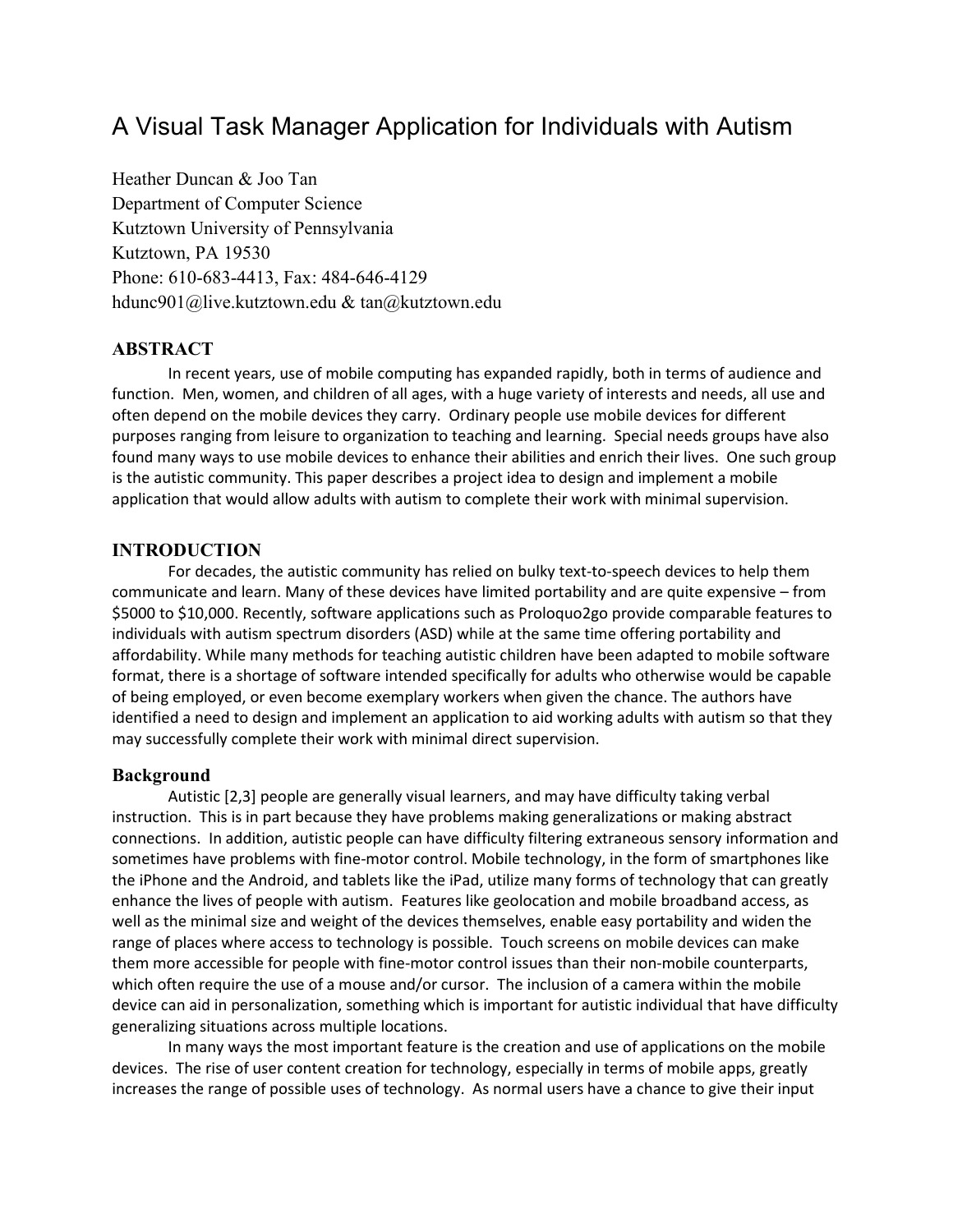# A Visual Task Manager Application for Individuals with Autism

Heather Duncan & Joo Tan
Department of Computer Science
Kutztown University of Pennsylvania
Kutztown, PA 19530
Phone: 610-683-4413, Fax: 484-646-4129
hdunc901@live.kutztown.edu & tan@kutztown.edu

## ABSTRACT

In recent years, use of mobile computing has expanded rapidly, both in terms of audience and function. Men, women, and children of all ages, with a huge variety of interests and needs, all use and often depend on the mobile devices they carry. Ordinary people use mobile devices for different purposes ranging from leisure to organization to teaching and learning. Special needs groups have also found many ways to use mobile devices to enhance their abilities and enrich their lives. One such group is the autistic community. This paper describes a project idea to design and implement a mobile application that would allow adults with autism to complete their work with minimal supervision.

## INTRODUCTION

For decades, the autistic community has relied on bulky text-to-speech devices to help them communicate and learn. Many of these devices have limited portability and are quite expensive – from $5000 to $10,000. Recently, software applications such as Proloquo2go provide comparable features to individuals with autism spectrum disorders (ASD) while at the same time offering portability and affordability. While many methods for teaching autistic children have been adapted to mobile software format, there is a shortage of software intended specifically for adults who otherwise would be capable of being employed, or even become exemplary workers when given the chance. The authors have identified a need to design and implement an application to aid working adults with autism so that they may successfully complete their work with minimal direct supervision.

### Background

Autistic [2,3] people are generally visual learners, and may have difficulty taking verbal instruction. This is in part because they have problems making generalizations or making abstract connections. In addition, autistic people can have difficulty filtering extraneous sensory information and sometimes have problems with fine-motor control. Mobile technology, in the form of smartphones like the iPhone and the Android, and tablets like the iPad, utilize many forms of technology that can greatly enhance the lives of people with autism. Features like geolocation and mobile broadband access, as well as the minimal size and weight of the devices themselves, enable easy portability and widen the range of places where access to technology is possible. Touch screens on mobile devices can make them more accessible for people with fine-motor control issues than their non-mobile counterparts, which often require the use of a mouse and/or cursor. The inclusion of a camera within the mobile device can aid in personalization, something which is important for autistic individual that have difficulty generalizing situations across multiple locations.

In many ways the most important feature is the creation and use of applications on the mobile devices. The rise of user content creation for technology, especially in terms of mobile apps, greatly increases the range of possible uses of technology. As normal users have a chance to give their input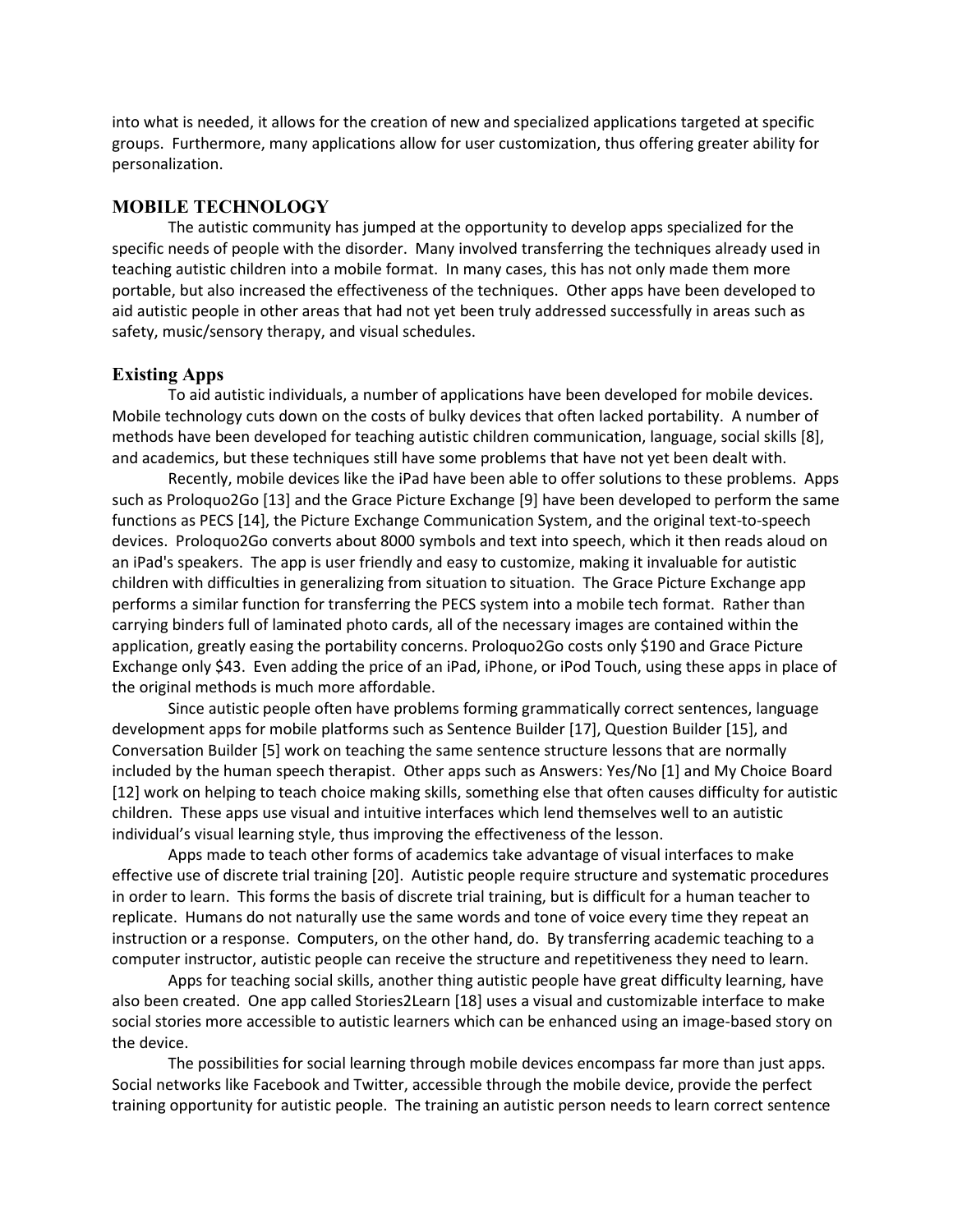into what is needed, it allows for the creation of new and specialized applications targeted at specific groups. Furthermore, many applications allow for user customization, thus offering greater ability for personalization.

## MOBILE TECHNOLOGY

The autistic community has jumped at the opportunity to develop apps specialized for the specific needs of people with the disorder. Many involved transferring the techniques already used in teaching autistic children into a mobile format. In many cases, this has not only made them more portable, but also increased the effectiveness of the techniques. Other apps have been developed to aid autistic people in other areas that had not yet been truly addressed successfully in areas such as safety, music/sensory therapy, and visual schedules.

### Existing Apps

To aid autistic individuals, a number of applications have been developed for mobile devices. Mobile technology cuts down on the costs of bulky devices that often lacked portability. A number of methods have been developed for teaching autistic children communication, language, social skills [8], and academics, but these techniques still have some problems that have not yet been dealt with.

Recently, mobile devices like the iPad have been able to offer solutions to these problems. Apps such as Proloquo2Go [13] and the Grace Picture Exchange [9] have been developed to perform the same functions as PECS [14], the Picture Exchange Communication System, and the original text-to-speech devices. Proloquo2Go converts about 8000 symbols and text into speech, which it then reads aloud on an iPad's speakers. The app is user friendly and easy to customize, making it invaluable for autistic children with difficulties in generalizing from situation to situation. The Grace Picture Exchange app performs a similar function for transferring the PECS system into a mobile tech format. Rather than carrying binders full of laminated photo cards, all of the necessary images are contained within the application, greatly easing the portability concerns. Proloquo2Go costs only $190 and Grace Picture Exchange only $43. Even adding the price of an iPad, iPhone, or iPod Touch, using these apps in place of the original methods is much more affordable.

Since autistic people often have problems forming grammatically correct sentences, language development apps for mobile platforms such as Sentence Builder [17], Question Builder [15], and Conversation Builder [5] work on teaching the same sentence structure lessons that are normally included by the human speech therapist. Other apps such as Answers: Yes/No [1] and My Choice Board [12] work on helping to teach choice making skills, something else that often causes difficulty for autistic children. These apps use visual and intuitive interfaces which lend themselves well to an autistic individual's visual learning style, thus improving the effectiveness of the lesson.

Apps made to teach other forms of academics take advantage of visual interfaces to make effective use of discrete trial training [20]. Autistic people require structure and systematic procedures in order to learn. This forms the basis of discrete trial training, but is difficult for a human teacher to replicate. Humans do not naturally use the same words and tone of voice every time they repeat an instruction or a response. Computers, on the other hand, do. By transferring academic teaching to a computer instructor, autistic people can receive the structure and repetitiveness they need to learn.

Apps for teaching social skills, another thing autistic people have great difficulty learning, have also been created. One app called Stories2Learn [18] uses a visual and customizable interface to make social stories more accessible to autistic learners which can be enhanced using an image-based story on the device.

The possibilities for social learning through mobile devices encompass far more than just apps. Social networks like Facebook and Twitter, accessible through the mobile device, provide the perfect training opportunity for autistic people. The training an autistic person needs to learn correct sentence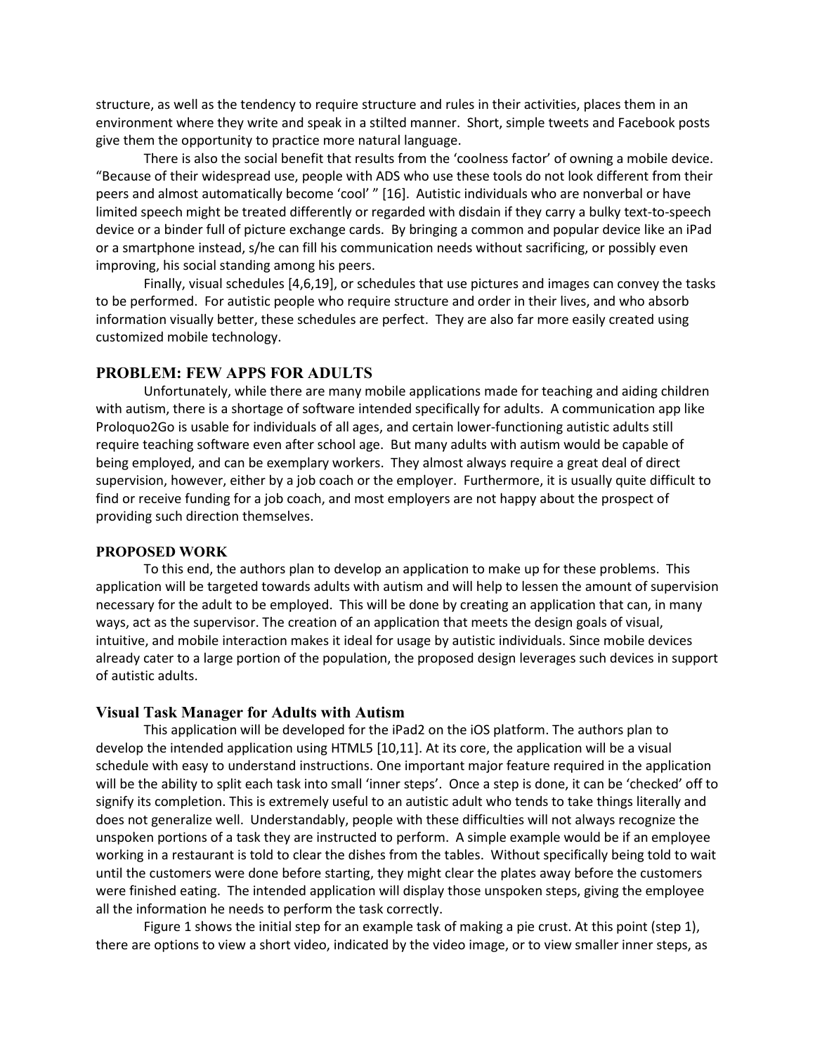structure, as well as the tendency to require structure and rules in their activities, places them in an environment where they write and speak in a stilted manner. Short, simple tweets and Facebook posts give them the opportunity to practice more natural language.

There is also the social benefit that results from the 'coolness factor' of owning a mobile device. "Because of their widespread use, people with ADS who use these tools do not look different from their peers and almost automatically become 'cool' " [16]. Autistic individuals who are nonverbal or have limited speech might be treated differently or regarded with disdain if they carry a bulky text-to-speech device or a binder full of picture exchange cards. By bringing a common and popular device like an iPad or a smartphone instead, s/he can fill his communication needs without sacrificing, or possibly even improving, his social standing among his peers.

Finally, visual schedules [4,6,19], or schedules that use pictures and images can convey the tasks to be performed. For autistic people who require structure and order in their lives, and who absorb information visually better, these schedules are perfect. They are also far more easily created using customized mobile technology.

## PROBLEM: FEW APPS FOR ADULTS

Unfortunately, while there are many mobile applications made for teaching and aiding children with autism, there is a shortage of software intended specifically for adults. A communication app like Proloquo2Go is usable for individuals of all ages, and certain lower-functioning autistic adults still require teaching software even after school age. But many adults with autism would be capable of being employed, and can be exemplary workers. They almost always require a great deal of direct supervision, however, either by a job coach or the employer. Furthermore, it is usually quite difficult to find or receive funding for a job coach, and most employers are not happy about the prospect of providing such direction themselves.

## PROPOSED WORK

To this end, the authors plan to develop an application to make up for these problems. This application will be targeted towards adults with autism and will help to lessen the amount of supervision necessary for the adult to be employed. This will be done by creating an application that can, in many ways, act as the supervisor. The creation of an application that meets the design goals of visual, intuitive, and mobile interaction makes it ideal for usage by autistic individuals. Since mobile devices already cater to a large portion of the population, the proposed design leverages such devices in support of autistic adults.

### Visual Task Manager for Adults with Autism

This application will be developed for the iPad2 on the iOS platform. The authors plan to develop the intended application using HTML5 [10,11]. At its core, the application will be a visual schedule with easy to understand instructions. One important major feature required in the application will be the ability to split each task into small 'inner steps'. Once a step is done, it can be 'checked' off to signify its completion. This is extremely useful to an autistic adult who tends to take things literally and does not generalize well. Understandably, people with these difficulties will not always recognize the unspoken portions of a task they are instructed to perform. A simple example would be if an employee working in a restaurant is told to clear the dishes from the tables. Without specifically being told to wait until the customers were done before starting, they might clear the plates away before the customers were finished eating. The intended application will display those unspoken steps, giving the employee all the information he needs to perform the task correctly.

Figure 1 shows the initial step for an example task of making a pie crust. At this point (step 1), there are options to view a short video, indicated by the video image, or to view smaller inner steps, as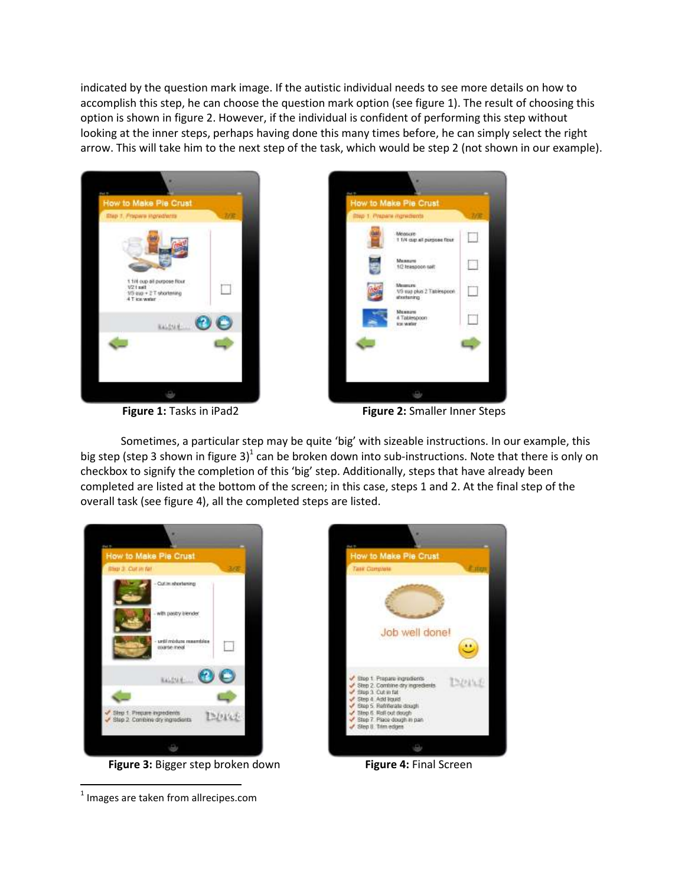indicated by the question mark image. If the autistic individual needs to see more details on how to accomplish this step, he can choose the question mark option (see figure 1). The result of choosing this option is shown in figure 2. However, if the individual is confident of performing this step without looking at the inner steps, perhaps having done this many times before, he can simply select the right arrow. This will take him to the next step of the task, which would be step 2 (not shown in our example).

**Figure 1:** Tasks in iPad2

**Figure 2:** Smaller Inner Steps

Sometimes, a particular step may be quite 'big' with sizeable instructions. In our example, this big step (step 3 shown in figure 3)[1] can be broken down into sub-instructions. Note that there is only on checkbox to signify the completion of this 'big' step. Additionally, steps that have already been completed are listed at the bottom of the screen; in this case, steps 1 and 2. At the final step of the overall task (see figure 4), all the completed steps are listed.

**Figure 3:** Bigger step broken down

**Figure 4:** Final Screen

[1] Images are taken from allrecipes.com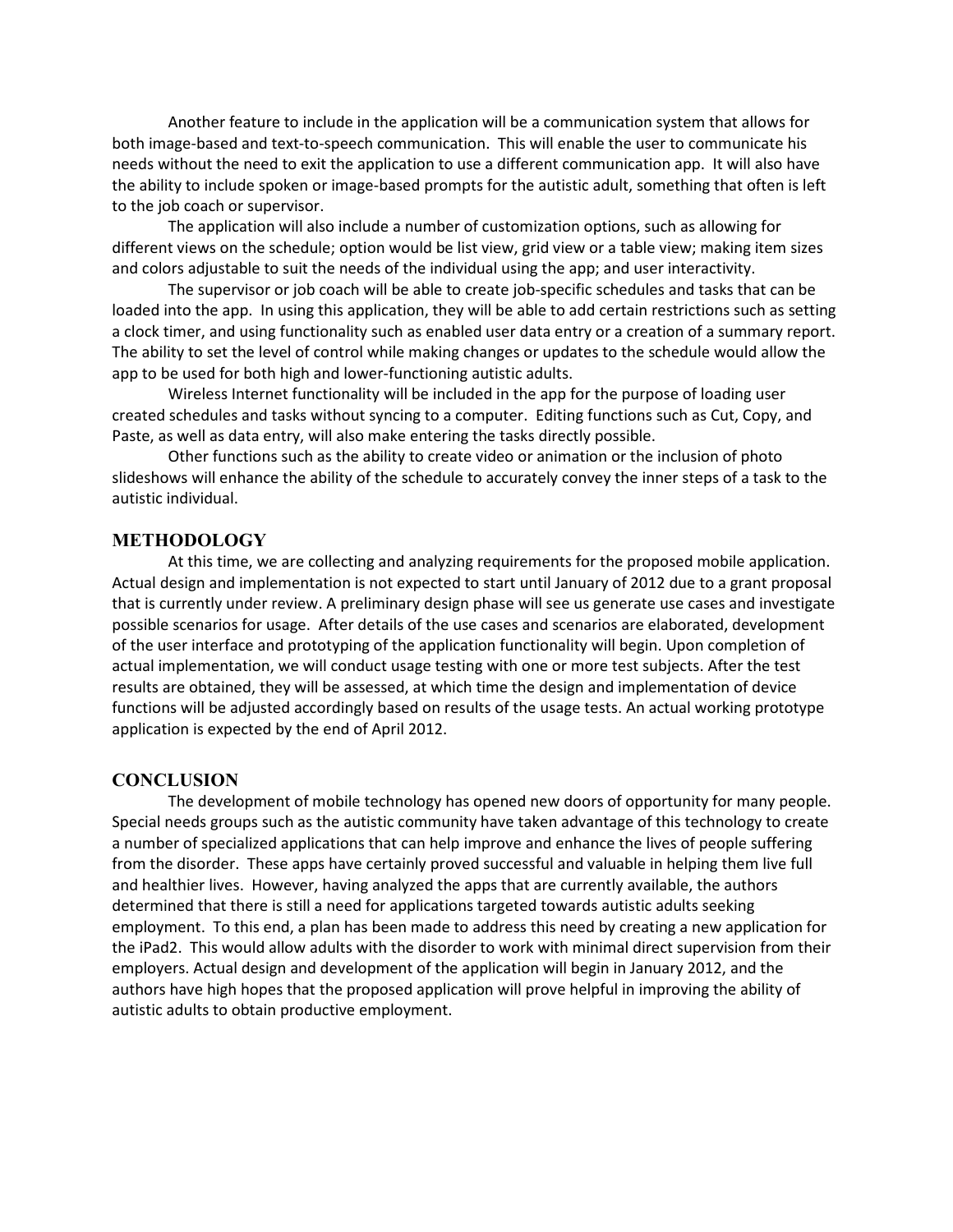Another feature to include in the application will be a communication system that allows for both image-based and text-to-speech communication. This will enable the user to communicate his needs without the need to exit the application to use a different communication app. It will also have the ability to include spoken or image-based prompts for the autistic adult, something that often is left to the job coach or supervisor.

The application will also include a number of customization options, such as allowing for different views on the schedule; option would be list view, grid view or a table view; making item sizes and colors adjustable to suit the needs of the individual using the app; and user interactivity.

The supervisor or job coach will be able to create job-specific schedules and tasks that can be loaded into the app. In using this application, they will be able to add certain restrictions such as setting a clock timer, and using functionality such as enabled user data entry or a creation of a summary report. The ability to set the level of control while making changes or updates to the schedule would allow the app to be used for both high and lower-functioning autistic adults.

Wireless Internet functionality will be included in the app for the purpose of loading user created schedules and tasks without syncing to a computer. Editing functions such as Cut, Copy, and Paste, as well as data entry, will also make entering the tasks directly possible.

Other functions such as the ability to create video or animation or the inclusion of photo slideshows will enhance the ability of the schedule to accurately convey the inner steps of a task to the autistic individual.

## METHODOLOGY

At this time, we are collecting and analyzing requirements for the proposed mobile application. Actual design and implementation is not expected to start until January of 2012 due to a grant proposal that is currently under review. A preliminary design phase will see us generate use cases and investigate possible scenarios for usage. After details of the use cases and scenarios are elaborated, development of the user interface and prototyping of the application functionality will begin. Upon completion of actual implementation, we will conduct usage testing with one or more test subjects. After the test results are obtained, they will be assessed, at which time the design and implementation of device functions will be adjusted accordingly based on results of the usage tests. An actual working prototype application is expected by the end of April 2012.

## CONCLUSION

The development of mobile technology has opened new doors of opportunity for many people. Special needs groups such as the autistic community have taken advantage of this technology to create a number of specialized applications that can help improve and enhance the lives of people suffering from the disorder. These apps have certainly proved successful and valuable in helping them live full and healthier lives. However, having analyzed the apps that are currently available, the authors determined that there is still a need for applications targeted towards autistic adults seeking employment. To this end, a plan has been made to address this need by creating a new application for the iPad2. This would allow adults with the disorder to work with minimal direct supervision from their employers. Actual design and development of the application will begin in January 2012, and the authors have high hopes that the proposed application will prove helpful in improving the ability of autistic adults to obtain productive employment.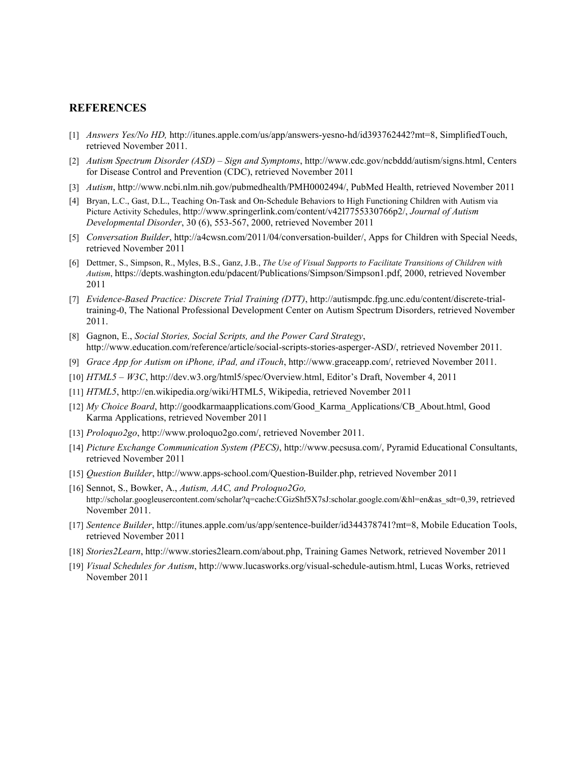## REFERENCES

[1] *Answers Yes/No HD,* http://itunes.apple.com/us/app/answers-yesno-hd/id393762442?mt=8, SimplifiedTouch, retrieved November 2011.

[2] *Autism Spectrum Disorder (ASD) – Sign and Symptoms*, http://www.cdc.gov/ncbddd/autism/signs.html, Centers for Disease Control and Prevention (CDC), retrieved November 2011

[3] *Autism*, http://www.ncbi.nlm.nih.gov/pubmedhealth/PMH0002494/, PubMed Health, retrieved November 2011

[4] Bryan, L.C., Gast, D.L., Teaching On-Task and On-Schedule Behaviors to High Functioning Children with Autism via Picture Activity Schedules, http://www.springerlink.com/content/v42l7755330766p2/, *Journal of Autism Developmental Disorder*, 30 (6), 553-567, 2000, retrieved November 2011

[5] *Conversation Builder*, http://a4cwsn.com/2011/04/conversation-builder/, Apps for Children with Special Needs, retrieved November 2011

[6] Dettmer, S., Simpson, R., Myles, B.S., Ganz, J.B., *The Use of Visual Supports to Facilitate Transitions of Children with Autism*, https://depts.washington.edu/pdacent/Publications/Simpson/Simpson1.pdf, 2000, retrieved November 2011

[7] *Evidence-Based Practice: Discrete Trial Training (DTT)*, http://autismpdc.fpg.unc.edu/content/discrete-trial-training-0, The National Professional Development Center on Autism Spectrum Disorders, retrieved November 2011.

[8] Gagnon, E., *Social Stories, Social Scripts, and the Power Card Strategy*, http://www.education.com/reference/article/social-scripts-stories-asperger-ASD/, retrieved November 2011.

[9] *Grace App for Autism on iPhone, iPad, and iTouch*, http://www.graceapp.com/, retrieved November 2011.

[10] *HTML5 – W3C*, http://dev.w3.org/html5/spec/Overview.html, Editor's Draft, November 4, 2011

[11] *HTML5*, http://en.wikipedia.org/wiki/HTML5, Wikipedia, retrieved November 2011

[12] *My Choice Board*, http://goodkarmaapplications.com/Good_Karma_Applications/CB_About.html, Good Karma Applications, retrieved November 2011

[13] *Proloquo2go*, http://www.proloquo2go.com/, retrieved November 2011.

[14] *Picture Exchange Communication System (PECS)*, http://www.pecsusa.com/, Pyramid Educational Consultants, retrieved November 2011

[15] *Question Builder*, http://www.apps-school.com/Question-Builder.php, retrieved November 2011

[16] Sennot, S., Bowker, A., *Autism, AAC, and Proloquo2Go,* http://scholar.googleusercontent.com/scholar?q=cache:CGizShf5X7sJ:scholar.google.com/&hl=en&as_sdt=0,39, retrieved November 2011.

[17] *Sentence Builder*, http://itunes.apple.com/us/app/sentence-builder/id344378741?mt=8, Mobile Education Tools, retrieved November 2011

[18] *Stories2Learn*, http://www.stories2learn.com/about.php, Training Games Network, retrieved November 2011

[19] *Visual Schedules for Autism*, http://www.lucasworks.org/visual-schedule-autism.html, Lucas Works, retrieved November 2011